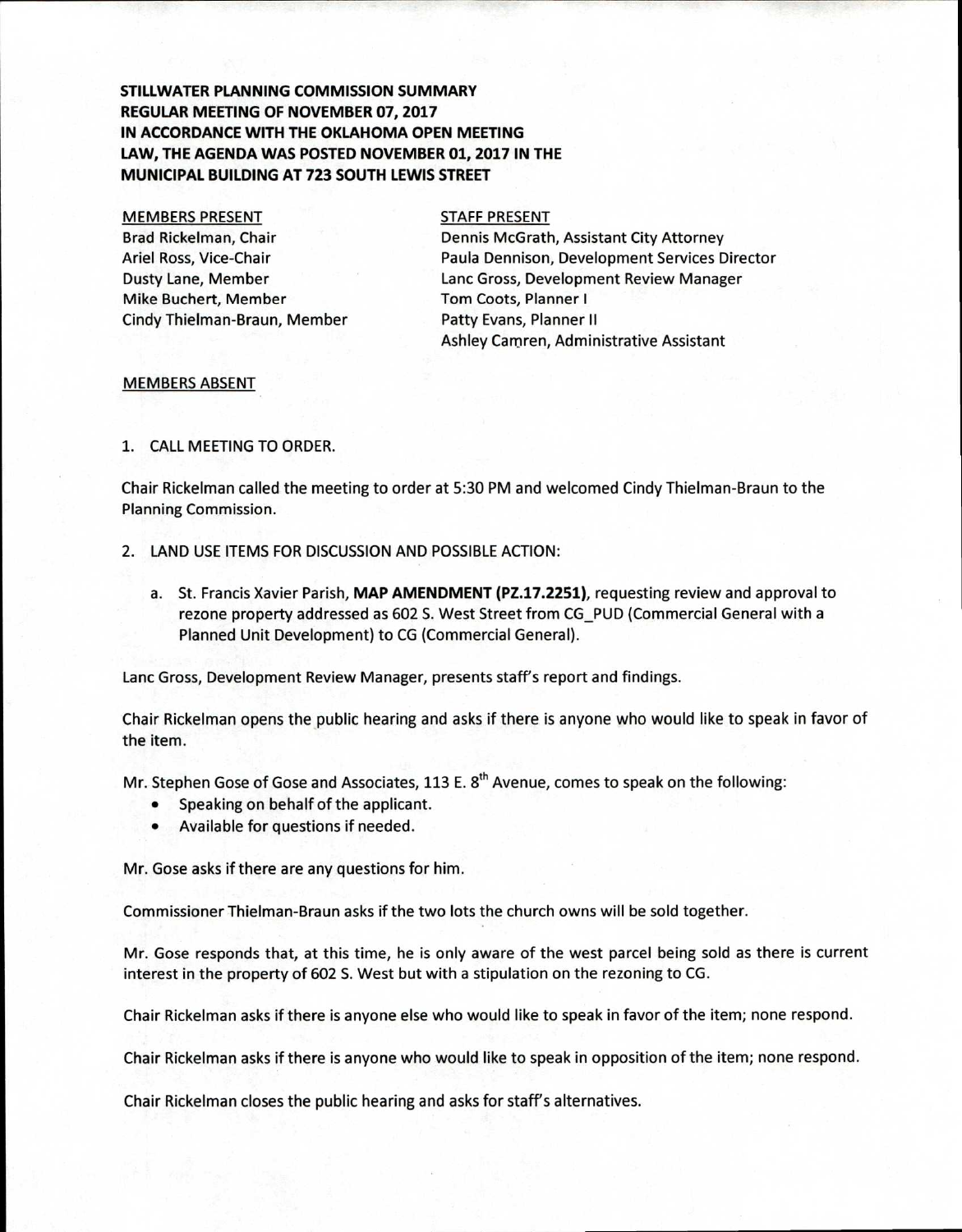**STILLWATER PLANNING COMMISSION SUMMARY**
**REGULAR MEETING OF NOVEMBER 07, 2017**
**IN ACCORDANCE WITH THE OKLAHOMA OPEN MEETING LAW, THE AGENDA WAS POSTED NOVEMBER 01, 2017 IN THE MUNICIPAL BUILDING AT 723 SOUTH LEWIS STREET**

MEMBERS PRESENT
Brad Rickelman, Chair
Ariel Ross, Vice-Chair
Dusty Lane, Member
Mike Buchert, Member
Cindy Thielman-Braun, Member

STAFF PRESENT
Dennis McGrath, Assistant City Attorney
Paula Dennison, Development Services Director
Lanc Gross, Development Review Manager
Tom Coots, Planner I
Patty Evans, Planner II
Ashley Camren, Administrative Assistant

MEMBERS ABSENT

1. CALL MEETING TO ORDER.

Chair Rickelman called the meeting to order at 5:30 PM and welcomed Cindy Thielman-Braun to the Planning Commission.

2. LAND USE ITEMS FOR DISCUSSION AND POSSIBLE ACTION:

   a. St. Francis Xavier Parish, **MAP AMENDMENT (PZ.17.2251)**, requesting review and approval to rezone property addressed as 602 S. West Street from CG_PUD (Commercial General with a Planned Unit Development) to CG (Commercial General).

Lanc Gross, Development Review Manager, presents staff's report and findings.

Chair Rickelman opens the public hearing and asks if there is anyone who would like to speak in favor of the item.

Mr. Stephen Gose of Gose and Associates, 113 E. 8th Avenue, comes to speak on the following:

- Speaking on behalf of the applicant.
- Available for questions if needed.

Mr. Gose asks if there are any questions for him.

Commissioner Thielman-Braun asks if the two lots the church owns will be sold together.

Mr. Gose responds that, at this time, he is only aware of the west parcel being sold as there is current interest in the property of 602 S. West but with a stipulation on the rezoning to CG.

Chair Rickelman asks if there is anyone else who would like to speak in favor of the item; none respond.

Chair Rickelman asks if there is anyone who would like to speak in opposition of the item; none respond.

Chair Rickelman closes the public hearing and asks for staff's alternatives.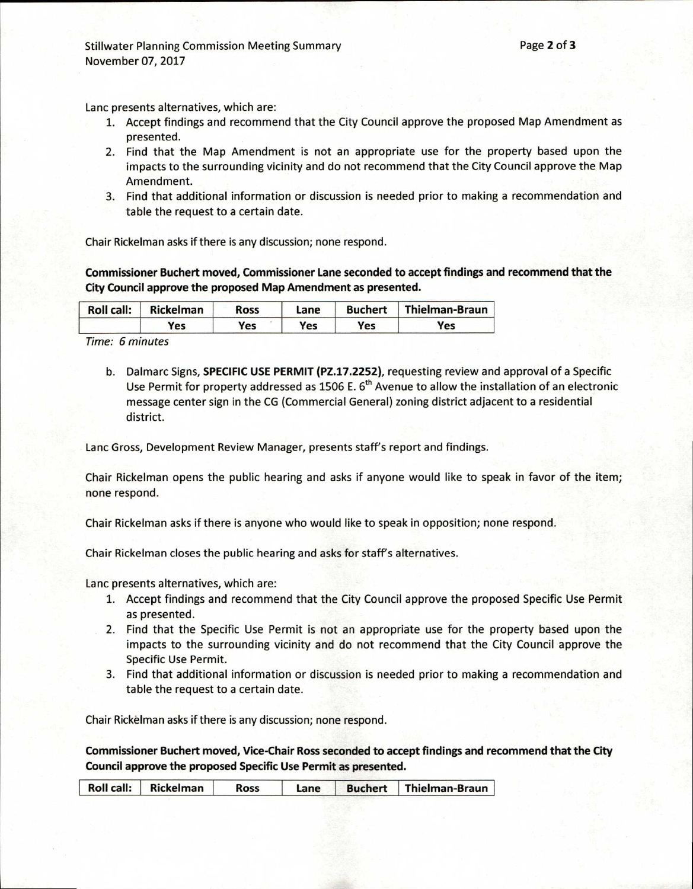Lanc presents alternatives, which are:

1. Accept findings and recommend that the City Council approve the proposed Map Amendment as presented.
2. Find that the Map Amendment is not an appropriate use for the property based upon the impacts to the surrounding vicinity and do not recommend that the City Council approve the Map Amendment.
3. Find that additional information or discussion is needed prior to making a recommendation and table the request to a certain date.

Chair Rickelman asks if there is any discussion; none respond.

**Commissioner Buchert moved, Commissioner Lane seconded to accept findings and recommend that the City Council approve the proposed Map Amendment as presented.**

| Roll call: | Rickelman | Ross | Lane | Buchert | Thielman-Braun |
|---|---|---|---|---|---|
| | Yes | Yes | Yes | Yes | Yes |

*Time: 6 minutes*

b. Dalmarc Signs, **SPECIFIC USE PERMIT (PZ.17.2252)**, requesting review and approval of a Specific Use Permit for property addressed as 1506 E. 6th Avenue to allow the installation of an electronic message center sign in the CG (Commercial General) zoning district adjacent to a residential district.

Lanc Gross, Development Review Manager, presents staff's report and findings.

Chair Rickelman opens the public hearing and asks if anyone would like to speak in favor of the item; none respond.

Chair Rickelman asks if there is anyone who would like to speak in opposition; none respond.

Chair Rickelman closes the public hearing and asks for staff's alternatives.

Lanc presents alternatives, which are:

1. Accept findings and recommend that the City Council approve the proposed Specific Use Permit as presented.
2. Find that the Specific Use Permit is not an appropriate use for the property based upon the impacts to the surrounding vicinity and do not recommend that the City Council approve the Specific Use Permit.
3. Find that additional information or discussion is needed prior to making a recommendation and table the request to a certain date.

Chair Rickelman asks if there is any discussion; none respond.

**Commissioner Buchert moved, Vice-Chair Ross seconded to accept findings and recommend that the City Council approve the proposed Specific Use Permit as presented.**

| Roll call: | Rickelman | Ross | Lane | Buchert | Thielman-Braun |
|---|---|---|---|---|---|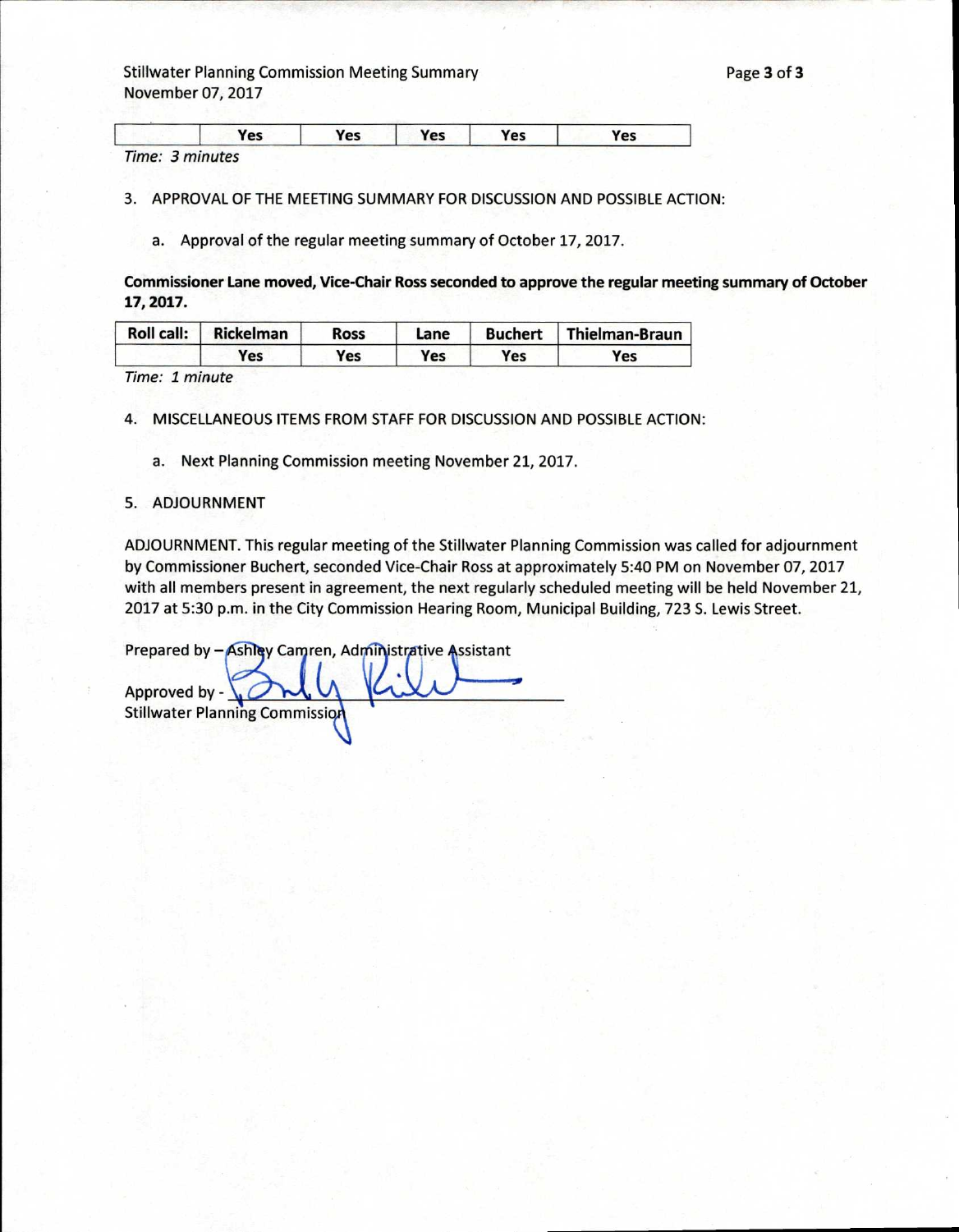| | | | | | |
|---|---|---|---|---|---|
| | Yes | Yes | Yes | Yes | Yes |

*Time: 3 minutes*

3. APPROVAL OF THE MEETING SUMMARY FOR DISCUSSION AND POSSIBLE ACTION:

   a. Approval of the regular meeting summary of October 17, 2017.

**Commissioner Lane moved, Vice-Chair Ross seconded to approve the regular meeting summary of October 17, 2017.**

| Roll call: | Rickelman | Ross | Lane | Buchert | Thielman-Braun |
|---|---|---|---|---|---|
| | Yes | Yes | Yes | Yes | Yes |

*Time: 1 minute*

4. MISCELLANEOUS ITEMS FROM STAFF FOR DISCUSSION AND POSSIBLE ACTION:

   a. Next Planning Commission meeting November 21, 2017.

5. ADJOURNMENT

ADJOURNMENT. This regular meeting of the Stillwater Planning Commission was called for adjournment by Commissioner Buchert, seconded Vice-Chair Ross at approximately 5:40 PM on November 07, 2017 with all members present in agreement, the next regularly scheduled meeting will be held November 21, 2017 at 5:30 p.m. in the City Commission Hearing Room, Municipal Building, 723 S. Lewis Street.

Prepared by – Ashley Camren, Administrative Assistant

Approved by - ______________________
Stillwater Planning Commission